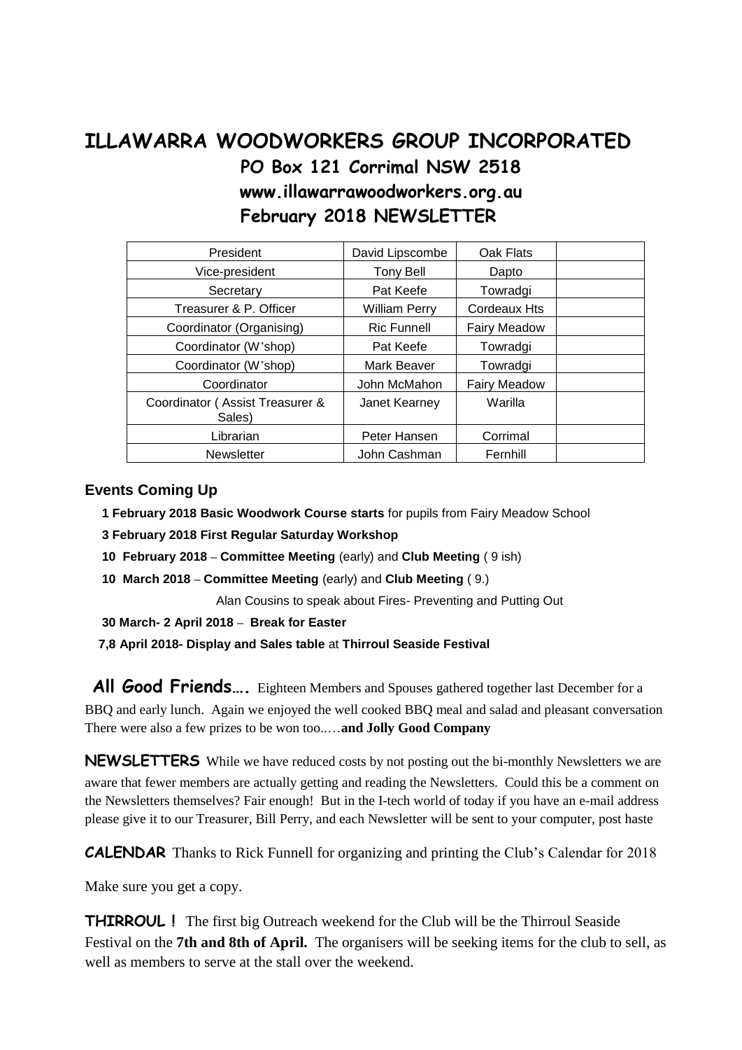# ILLAWARRA WOODWORKERS GROUP INCORPORATED

## PO Box 121 Corrimal NSW 2518

## www.illawarrawoodworkers.org.au

## February 2018 NEWSLETTER

| | | | |
|---|---|---|---|
| President | David Lipscombe | Oak Flats | |
| Vice-president | Tony Bell | Dapto | |
| Secretary | Pat Keefe | Towradgi | |
| Treasurer & P. Officer | William Perry | Cordeaux Hts | |
| Coordinator (Organising) | Ric Funnell | Fairy Meadow | |
| Coordinator (W'shop) | Pat Keefe | Towradgi | |
| Coordinator (W'shop) | Mark Beaver | Towradgi | |
| Coordinator | John McMahon | Fairy Meadow | |
| Coordinator ( Assist Treasurer & Sales) | Janet Kearney | Warilla | |
| Librarian | Peter Hansen | Corrimal | |
| Newsletter | John Cashman | Fernhill | |

### Events Coming Up

**1 February 2018 Basic Woodwork Course starts** for pupils from Fairy Meadow School

**3 February 2018 First Regular Saturday Workshop**

**10 February 2018** – **Committee Meeting** (early) and **Club Meeting** ( 9 ish)

**10 March 2018** – **Committee Meeting** (early) and **Club Meeting** ( 9.)

Alan Cousins to speak about Fires- Preventing and Putting Out

**30 March- 2 April 2018** – **Break for Easter**

**7,8 April 2018- Display and Sales table** at **Thirroul Seaside Festival**

**All Good Friends….** Eighteen Members and Spouses gathered together last December for a BBQ and early lunch. Again we enjoyed the well cooked BBQ meal and salad and pleasant conversation There were also a few prizes to be won too..…**and Jolly Good Company**

**NEWSLETTERS** While we have reduced costs by not posting out the bi-monthly Newsletters we are aware that fewer members are actually getting and reading the Newsletters. Could this be a comment on the Newsletters themselves? Fair enough! But in the I-tech world of today if you have an e-mail address please give it to our Treasurer, Bill Perry, and each Newsletter will be sent to your computer, post haste

**CALENDAR** Thanks to Rick Funnell for organizing and printing the Club's Calendar for 2018

Make sure you get a copy.

**THIRROUL !** The first big Outreach weekend for the Club will be the Thirroul Seaside Festival on the **7th and 8th of April.** The organisers will be seeking items for the club to sell, as well as members to serve at the stall over the weekend.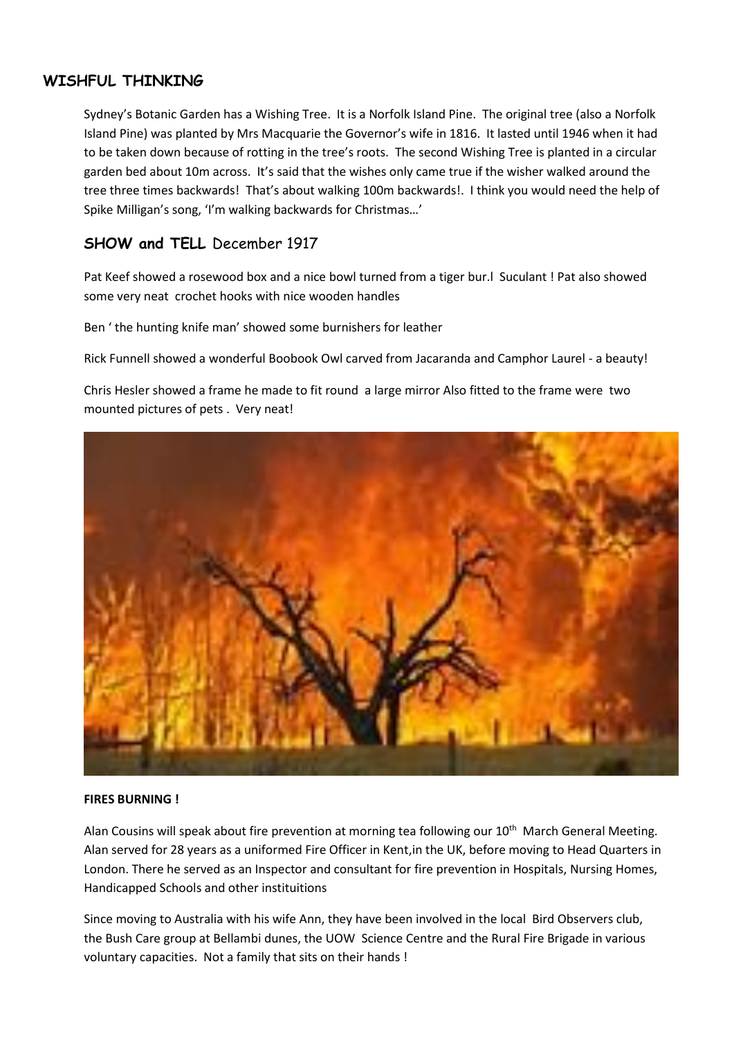## WISHFUL THINKING

Sydney's Botanic Garden has a Wishing Tree. It is a Norfolk Island Pine. The original tree (also a Norfolk Island Pine) was planted by Mrs Macquarie the Governor's wife in 1816. It lasted until 1946 when it had to be taken down because of rotting in the tree's roots. The second Wishing Tree is planted in a circular garden bed about 10m across. It's said that the wishes only came true if the wisher walked around the tree three times backwards! That's about walking 100m backwards!. I think you would need the help of Spike Milligan's song, 'I'm walking backwards for Christmas…'

### **SHOW and TELL** December 1917

Pat Keef showed a rosewood box and a nice bowl turned from a tiger bur.l Suculant ! Pat also showed some very neat crochet hooks with nice wooden handles

Ben ' the hunting knife man' showed some burnishers for leather

Rick Funnell showed a wonderful Boobook Owl carved from Jacaranda and Camphor Laurel - a beauty!

Chris Hesler showed a frame he made to fit round a large mirror Also fitted to the frame were two mounted pictures of pets . Very neat!

**FIRES BURNING !**

Alan Cousins will speak about fire prevention at morning tea following our 10th March General Meeting. Alan served for 28 years as a uniformed Fire Officer in Kent,in the UK, before moving to Head Quarters in London. There he served as an Inspector and consultant for fire prevention in Hospitals, Nursing Homes, Handicapped Schools and other instituitions

Since moving to Australia with his wife Ann, they have been involved in the local Bird Observers club, the Bush Care group at Bellambi dunes, the UOW Science Centre and the Rural Fire Brigade in various voluntary capacities. Not a family that sits on their hands !